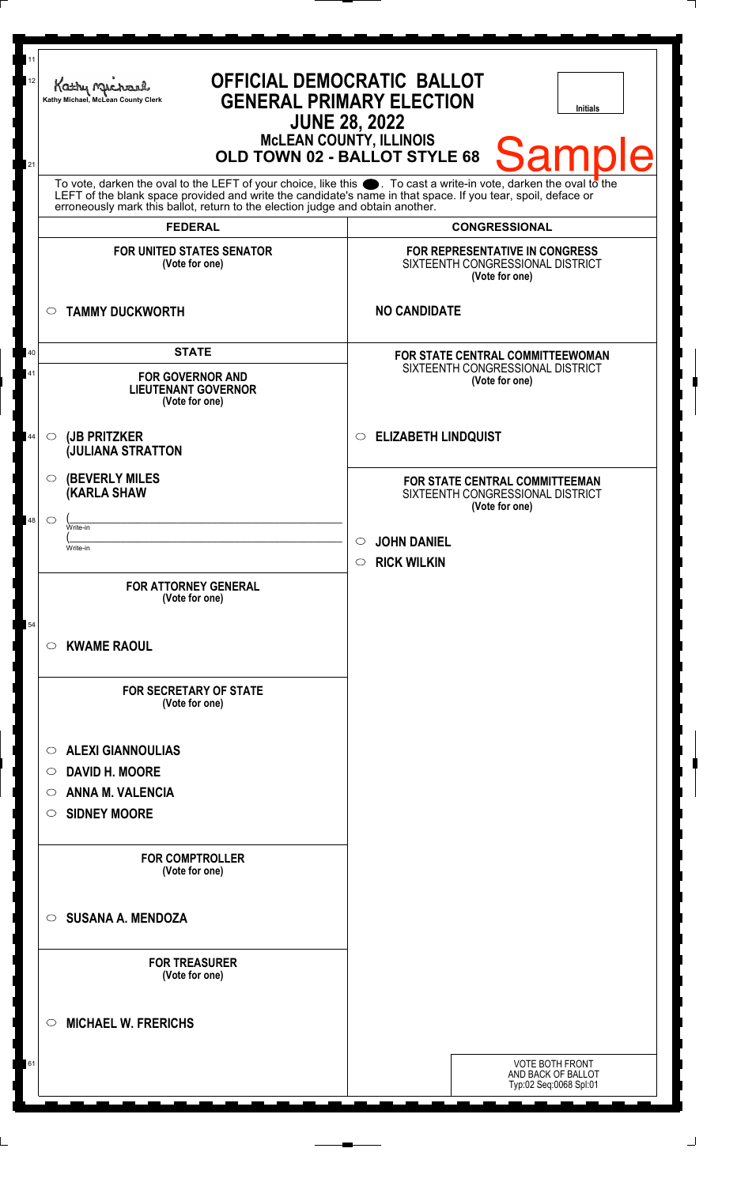Kathy Michael, McLean County Clerk

# OFFICIAL DEMOCRATIC BALLOT
## GENERAL PRIMARY ELECTION
## JUNE 28, 2022
### McLEAN COUNTY, ILLINOIS
### OLD TOWN 02 - BALLOT STYLE 68

Initials

Sample

To vote, darken the oval to the LEFT of your choice, like this ●. To cast a write-in vote, darken the oval to the LEFT of the blank space provided and write the candidate's name in that space. If you tear, spoil, deface or erroneously mark this ballot, return to the election judge and obtain another.

## FEDERAL

**FOR UNITED STATES SENATOR**
(Vote for one)

- ○ **TAMMY DUCKWORTH**

## STATE

**FOR GOVERNOR AND LIEUTENANT GOVERNOR**
(Vote for one)

- ○ **(JB PRITZKER (JULIANA STRATTON**
- ○ **(BEVERLY MILES (KARLA SHAW**
- ○ ( Write-in ( Write-in

**FOR ATTORNEY GENERAL**
(Vote for one)

- ○ **KWAME RAOUL**

**FOR SECRETARY OF STATE**
(Vote for one)

- ○ **ALEXI GIANNOULIAS**
- ○ **DAVID H. MOORE**
- ○ **ANNA M. VALENCIA**
- ○ **SIDNEY MOORE**

**FOR COMPTROLLER**
(Vote for one)

- ○ **SUSANA A. MENDOZA**

**FOR TREASURER**
(Vote for one)

- ○ **MICHAEL W. FRERICHS**

## CONGRESSIONAL

**FOR REPRESENTATIVE IN CONGRESS**
SIXTEENTH CONGRESSIONAL DISTRICT
(Vote for one)

**NO CANDIDATE**

**FOR STATE CENTRAL COMMITTEEWOMAN**
SIXTEENTH CONGRESSIONAL DISTRICT
(Vote for one)

- ○ **ELIZABETH LINDQUIST**

**FOR STATE CENTRAL COMMITTEEMAN**
SIXTEENTH CONGRESSIONAL DISTRICT
(Vote for one)

- ○ **JOHN DANIEL**
- ○ **RICK WILKIN**

VOTE BOTH FRONT AND BACK OF BALLOT
Typ:02 Seq:0068 Spl:01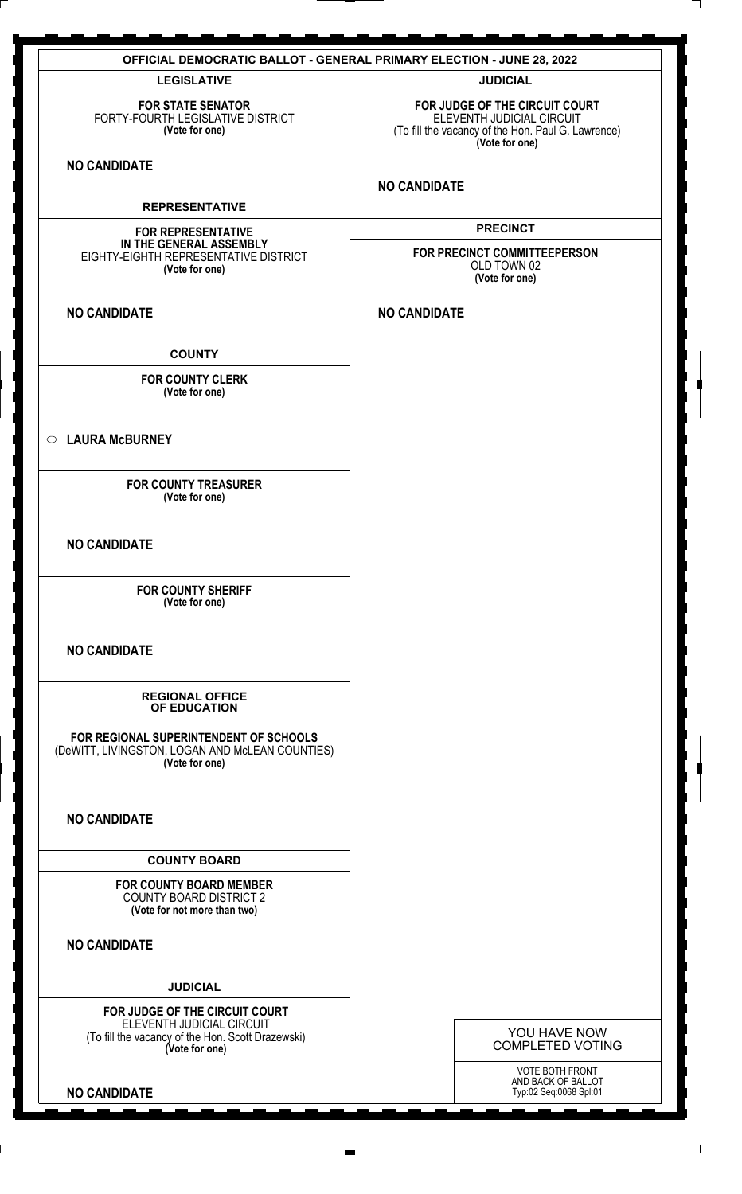## OFFICIAL DEMOCRATIC BALLOT - GENERAL PRIMARY ELECTION - JUNE 28, 2022

### LEGISLATIVE

**FOR STATE SENATOR**
FORTY-FOURTH LEGISLATIVE DISTRICT
**(Vote for one)**

**NO CANDIDATE**

### REPRESENTATIVE

**FOR REPRESENTATIVE IN THE GENERAL ASSEMBLY**
EIGHTY-EIGHTH REPRESENTATIVE DISTRICT
**(Vote for one)**

**NO CANDIDATE**

### COUNTY

**FOR COUNTY CLERK**
**(Vote for one)**

○ **LAURA McBURNEY**

**FOR COUNTY TREASURER**
**(Vote for one)**

**NO CANDIDATE**

**FOR COUNTY SHERIFF**
**(Vote for one)**

**NO CANDIDATE**

### REGIONAL OFFICE OF EDUCATION

**FOR REGIONAL SUPERINTENDENT OF SCHOOLS**
(DeWITT, LIVINGSTON, LOGAN AND McLEAN COUNTIES)
**(Vote for one)**

**NO CANDIDATE**

### COUNTY BOARD

**FOR COUNTY BOARD MEMBER**
COUNTY BOARD DISTRICT 2
**(Vote for not more than two)**

**NO CANDIDATE**

### JUDICIAL

**FOR JUDGE OF THE CIRCUIT COURT**
ELEVENTH JUDICIAL CIRCUIT
(To fill the vacancy of the Hon. Scott Drazewski)
**(Vote for one)**

**NO CANDIDATE**

### JUDICIAL

**FOR JUDGE OF THE CIRCUIT COURT**
ELEVENTH JUDICIAL CIRCUIT
(To fill the vacancy of the Hon. Paul G. Lawrence)
**(Vote for one)**

**NO CANDIDATE**

### PRECINCT

**FOR PRECINCT COMMITTEEPERSON**
OLD TOWN 02
**(Vote for one)**

**NO CANDIDATE**

YOU HAVE NOW COMPLETED VOTING

VOTE BOTH FRONT AND BACK OF BALLOT
Typ:02 Seq:0068 Spl:01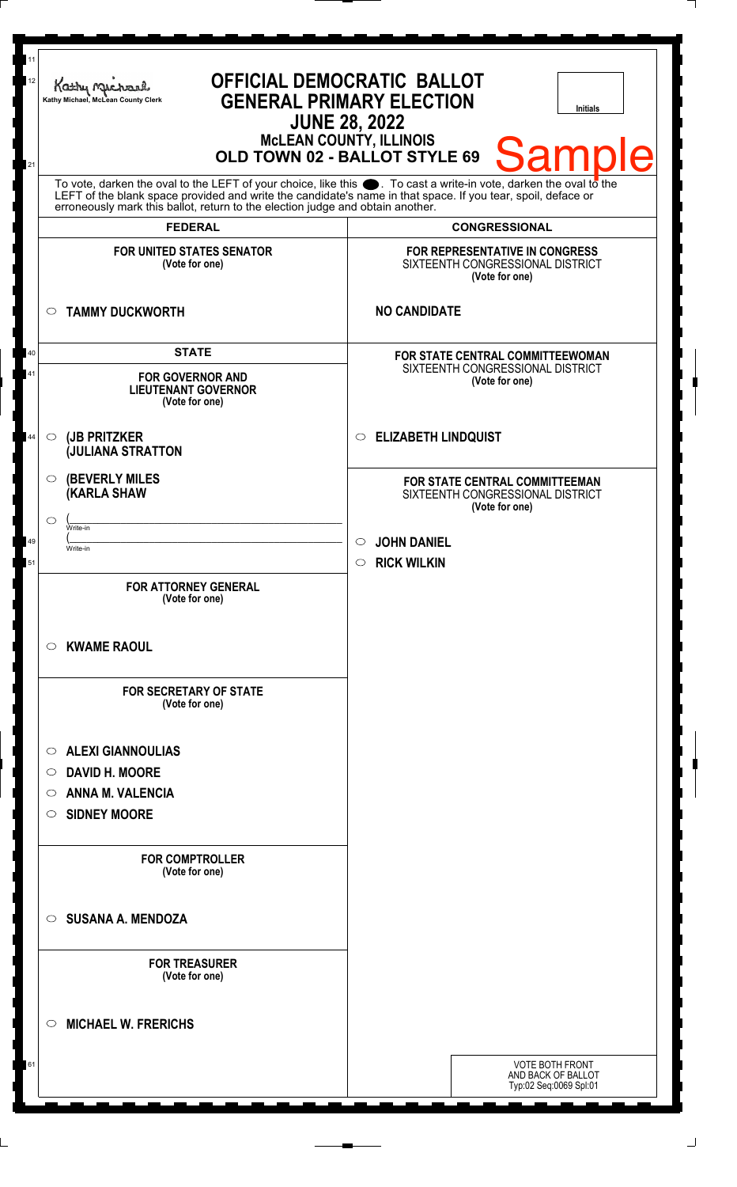Kathy Michael, McLean County Clerk

# OFFICIAL DEMOCRATIC BALLOT
## GENERAL PRIMARY ELECTION
## JUNE 28, 2022
### McLEAN COUNTY, ILLINOIS
### OLD TOWN 02 - BALLOT STYLE 69

Initials

Sample

To vote, darken the oval to the LEFT of your choice, like this ●. To cast a write-in vote, darken the oval to the LEFT of the blank space provided and write the candidate's name in that space. If you tear, spoil, deface or erroneously mark this ballot, return to the election judge and obtain another.

## FEDERAL

**FOR UNITED STATES SENATOR**
(Vote for one)

○ **TAMMY DUCKWORTH**

## STATE

**FOR GOVERNOR AND LIEUTENANT GOVERNOR**
(Vote for one)

○ **(JB PRITZKER**
**(JULIANA STRATTON**

○ **(BEVERLY MILES**
**(KARLA SHAW**

○ (______________________
Write-in
(______________________
Write-in

**FOR ATTORNEY GENERAL**
(Vote for one)

○ **KWAME RAOUL**

**FOR SECRETARY OF STATE**
(Vote for one)

○ **ALEXI GIANNOULIAS**
○ **DAVID H. MOORE**
○ **ANNA M. VALENCIA**
○ **SIDNEY MOORE**

**FOR COMPTROLLER**
(Vote for one)

○ **SUSANA A. MENDOZA**

**FOR TREASURER**
(Vote for one)

○ **MICHAEL W. FRERICHS**

## CONGRESSIONAL

**FOR REPRESENTATIVE IN CONGRESS**
SIXTEENTH CONGRESSIONAL DISTRICT
(Vote for one)

**NO CANDIDATE**

**FOR STATE CENTRAL COMMITTEEWOMAN**
SIXTEENTH CONGRESSIONAL DISTRICT
(Vote for one)

○ **ELIZABETH LINDQUIST**

**FOR STATE CENTRAL COMMITTEEMAN**
SIXTEENTH CONGRESSIONAL DISTRICT
(Vote for one)

○ **JOHN DANIEL**
○ **RICK WILKIN**

VOTE BOTH FRONT AND BACK OF BALLOT
Typ:02 Seq:0069 Spl:01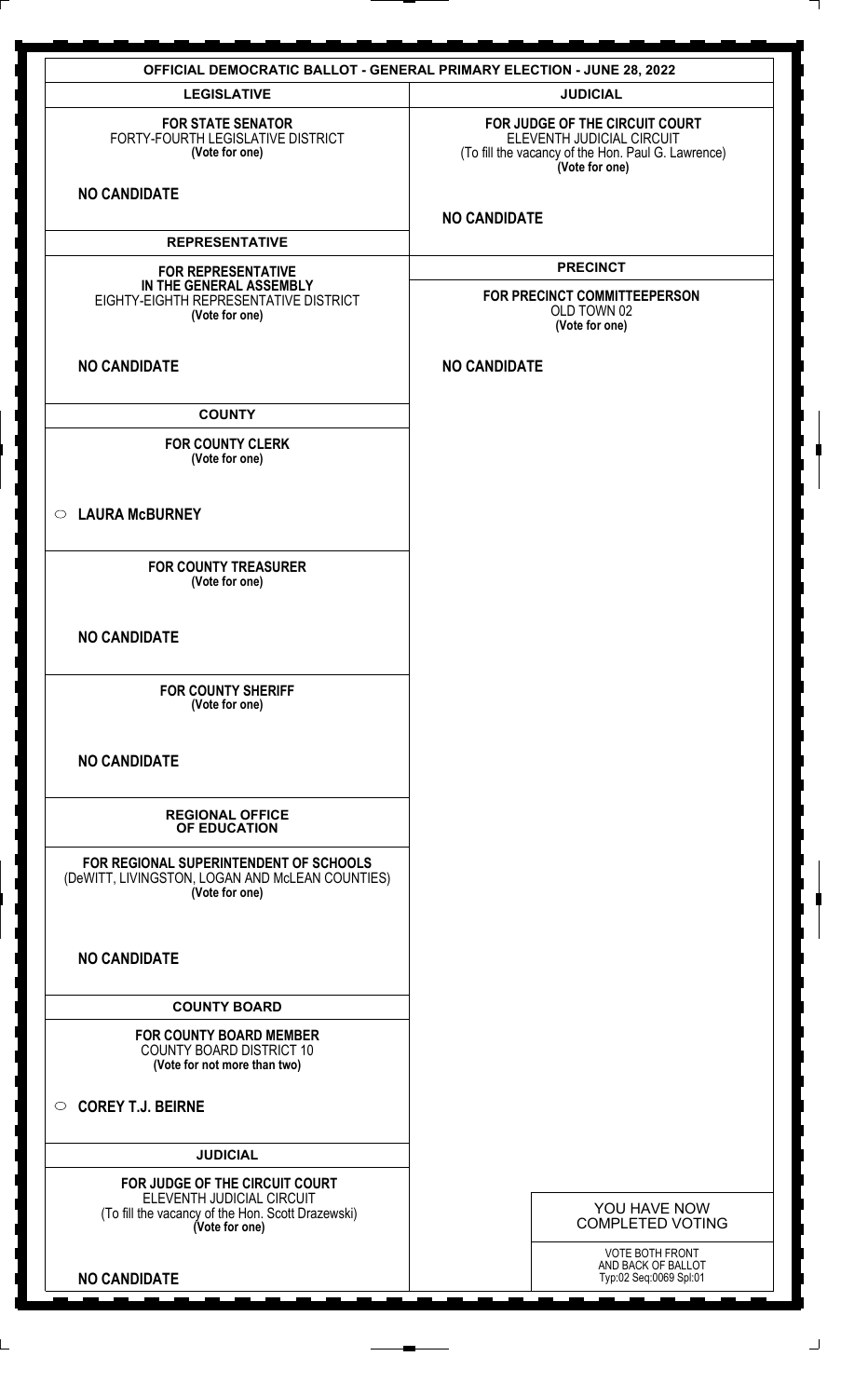# OFFICIAL DEMOCRATIC BALLOT - GENERAL PRIMARY ELECTION - JUNE 28, 2022

## LEGISLATIVE

**FOR STATE SENATOR**
FORTY-FOURTH LEGISLATIVE DISTRICT
**(Vote for one)**

**NO CANDIDATE**

## REPRESENTATIVE

**FOR REPRESENTATIVE IN THE GENERAL ASSEMBLY**
EIGHTY-EIGHTH REPRESENTATIVE DISTRICT
**(Vote for one)**

**NO CANDIDATE**

## COUNTY

**FOR COUNTY CLERK**
**(Vote for one)**

- ○ **LAURA McBURNEY**

**FOR COUNTY TREASURER**
**(Vote for one)**

**NO CANDIDATE**

**FOR COUNTY SHERIFF**
**(Vote for one)**

**NO CANDIDATE**

## REGIONAL OFFICE OF EDUCATION

**FOR REGIONAL SUPERINTENDENT OF SCHOOLS**
(DeWITT, LIVINGSTON, LOGAN AND McLEAN COUNTIES)
**(Vote for one)**

**NO CANDIDATE**

## COUNTY BOARD

**FOR COUNTY BOARD MEMBER**
COUNTY BOARD DISTRICT 10
**(Vote for not more than two)**

- ○ **COREY T.J. BEIRNE**

## JUDICIAL

**FOR JUDGE OF THE CIRCUIT COURT**
ELEVENTH JUDICIAL CIRCUIT
(To fill the vacancy of the Hon. Scott Drazewski)
**(Vote for one)**

**NO CANDIDATE**

## JUDICIAL

**FOR JUDGE OF THE CIRCUIT COURT**
ELEVENTH JUDICIAL CIRCUIT
(To fill the vacancy of the Hon. Paul G. Lawrence)
**(Vote for one)**

**NO CANDIDATE**

## PRECINCT

**FOR PRECINCT COMMITTEEPERSON**
OLD TOWN 02
**(Vote for one)**

**NO CANDIDATE**

YOU HAVE NOW COMPLETED VOTING

VOTE BOTH FRONT AND BACK OF BALLOT
Typ:02 Seq:0069 Spl:01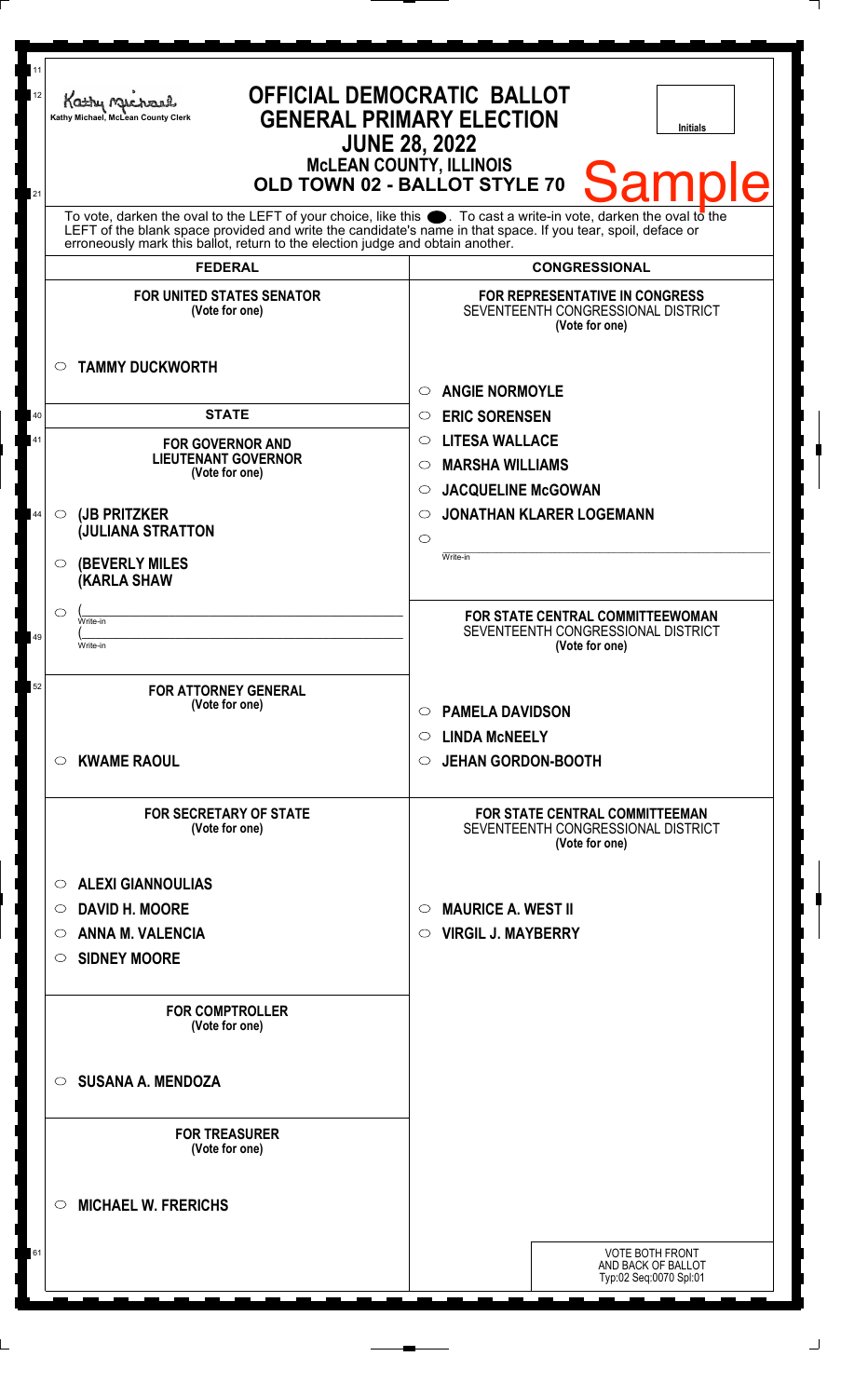Kathy Michael, McLean County Clerk

# OFFICIAL DEMOCRATIC BALLOT
## GENERAL PRIMARY ELECTION
## JUNE 28, 2022
### McLEAN COUNTY, ILLINOIS
### OLD TOWN 02 - BALLOT STYLE 70

Initials

Sample

To vote, darken the oval to the LEFT of your choice, like this ●. To cast a write-in vote, darken the oval to the LEFT of the blank space provided and write the candidate's name in that space. If you tear, spoil, deface or erroneously mark this ballot, return to the election judge and obtain another.

## FEDERAL

**FOR UNITED STATES SENATOR**
(Vote for one)

○ **TAMMY DUCKWORTH**

## STATE

**FOR GOVERNOR AND LIEUTENANT GOVERNOR**
(Vote for one)

○ **(JB PRITZKER (JULIANA STRATTON**

○ **(BEVERLY MILES (KARLA SHAW**

○ (\_\_\_\_\_\_\_\_\_\_ Write-in
(\_\_\_\_\_\_\_\_\_\_ Write-in

**FOR ATTORNEY GENERAL**
(Vote for one)

○ **KWAME RAOUL**

**FOR SECRETARY OF STATE**
(Vote for one)

○ **ALEXI GIANNOULIAS**
○ **DAVID H. MOORE**
○ **ANNA M. VALENCIA**
○ **SIDNEY MOORE**

**FOR COMPTROLLER**
(Vote for one)

○ **SUSANA A. MENDOZA**

**FOR TREASURER**
(Vote for one)

○ **MICHAEL W. FRERICHS**

## CONGRESSIONAL

**FOR REPRESENTATIVE IN CONGRESS**
SEVENTEENTH CONGRESSIONAL DISTRICT
(Vote for one)

○ **ANGIE NORMOYLE**
○ **ERIC SORENSEN**
○ **LITESA WALLACE**
○ **MARSHA WILLIAMS**
○ **JACQUELINE McGOWAN**
○ **JONATHAN KLARER LOGEMANN**
○ \_\_\_\_\_\_\_\_\_\_ Write-in

**FOR STATE CENTRAL COMMITTEEWOMAN**
SEVENTEENTH CONGRESSIONAL DISTRICT
(Vote for one)

○ **PAMELA DAVIDSON**
○ **LINDA McNEELY**
○ **JEHAN GORDON-BOOTH**

**FOR STATE CENTRAL COMMITTEEMAN**
SEVENTEENTH CONGRESSIONAL DISTRICT
(Vote for one)

○ **MAURICE A. WEST II**
○ **VIRGIL J. MAYBERRY**

VOTE BOTH FRONT AND BACK OF BALLOT
Typ:02 Seq:0070 Spl:01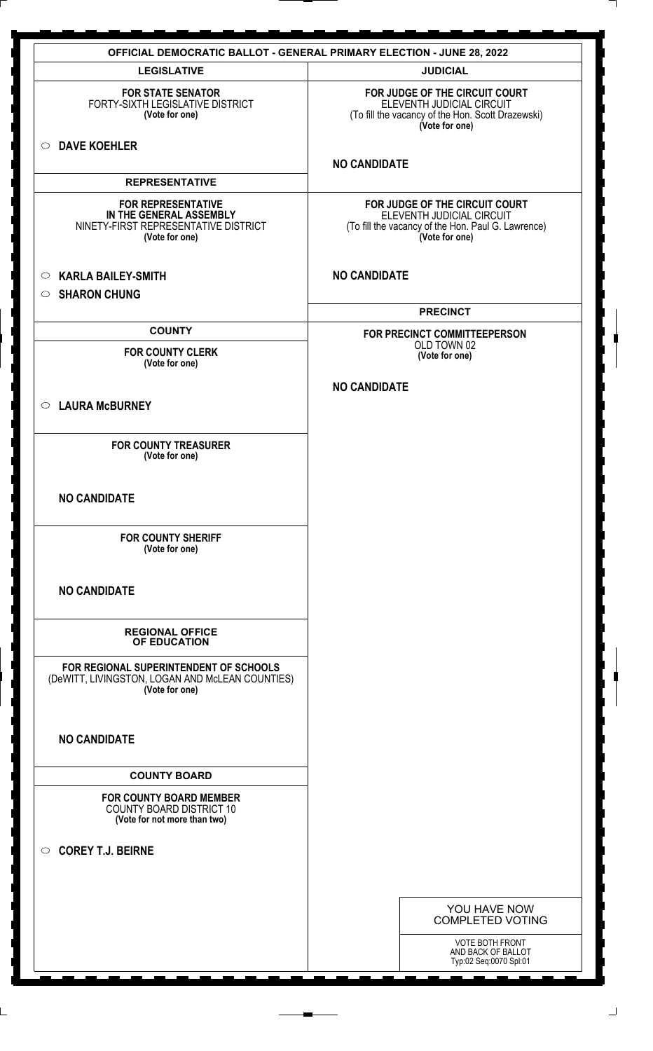# OFFICIAL DEMOCRATIC BALLOT - GENERAL PRIMARY ELECTION - JUNE 28, 2022

## LEGISLATIVE

**FOR STATE SENATOR**
FORTY-SIXTH LEGISLATIVE DISTRICT
**(Vote for one)**

○ **DAVE KOEHLER**

## REPRESENTATIVE

**FOR REPRESENTATIVE IN THE GENERAL ASSEMBLY**
NINETY-FIRST REPRESENTATIVE DISTRICT
**(Vote for one)**

○ **KARLA BAILEY-SMITH**

○ **SHARON CHUNG**

## COUNTY

**FOR COUNTY CLERK**
**(Vote for one)**

○ **LAURA McBURNEY**

**FOR COUNTY TREASURER**
**(Vote for one)**

**NO CANDIDATE**

**FOR COUNTY SHERIFF**
**(Vote for one)**

**NO CANDIDATE**

## REGIONAL OFFICE OF EDUCATION

**FOR REGIONAL SUPERINTENDENT OF SCHOOLS**
(DeWITT, LIVINGSTON, LOGAN AND McLEAN COUNTIES)
**(Vote for one)**

**NO CANDIDATE**

## COUNTY BOARD

**FOR COUNTY BOARD MEMBER**
COUNTY BOARD DISTRICT 10
**(Vote for not more than two)**

○ **COREY T.J. BEIRNE**

## JUDICIAL

**FOR JUDGE OF THE CIRCUIT COURT**
ELEVENTH JUDICIAL CIRCUIT
(To fill the vacancy of the Hon. Scott Drazewski)
**(Vote for one)**

**NO CANDIDATE**

**FOR JUDGE OF THE CIRCUIT COURT**
ELEVENTH JUDICIAL CIRCUIT
(To fill the vacancy of the Hon. Paul G. Lawrence)
**(Vote for one)**

**NO CANDIDATE**

## PRECINCT

**FOR PRECINCT COMMITTEEPERSON**
OLD TOWN 02
**(Vote for one)**

**NO CANDIDATE**

YOU HAVE NOW COMPLETED VOTING

VOTE BOTH FRONT AND BACK OF BALLOT
Typ:02 Seq:0070 Spl:01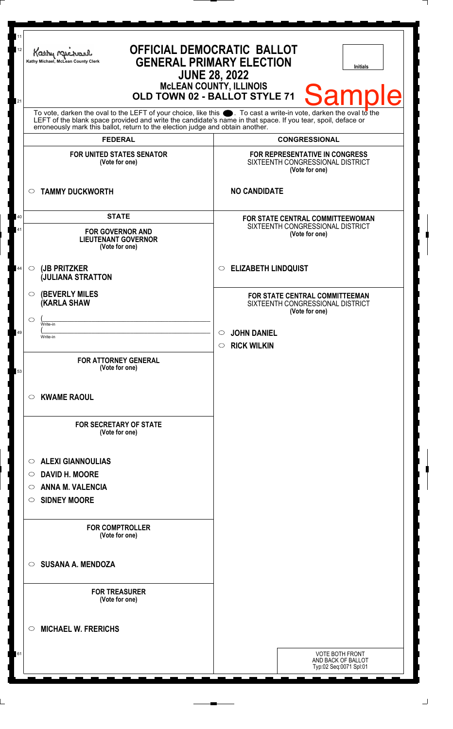Kathy Michael, McLean County Clerk

# OFFICIAL DEMOCRATIC BALLOT
## GENERAL PRIMARY ELECTION
## JUNE 28, 2022
### McLEAN COUNTY, ILLINOIS
### OLD TOWN 02 - BALLOT STYLE 71

Initials

Sample

To vote, darken the oval to the LEFT of your choice, like this ●. To cast a write-in vote, darken the oval to the LEFT of the blank space provided and write the candidate's name in that space. If you tear, spoil, deface or erroneously mark this ballot, return to the election judge and obtain another.

## FEDERAL

**FOR UNITED STATES SENATOR**
**(Vote for one)**

○ **TAMMY DUCKWORTH**

## STATE

**FOR GOVERNOR AND LIEUTENANT GOVERNOR**
**(Vote for one)**

○ **(JB PRITZKER**
**(JULIANA STRATTON**

○ **(BEVERLY MILES**
**(KARLA SHAW**

○ (________________ Write-in
(________________ Write-in

**FOR ATTORNEY GENERAL**
**(Vote for one)**

○ **KWAME RAOUL**

**FOR SECRETARY OF STATE**
**(Vote for one)**

○ **ALEXI GIANNOULIAS**
○ **DAVID H. MOORE**
○ **ANNA M. VALENCIA**
○ **SIDNEY MOORE**

**FOR COMPTROLLER**
**(Vote for one)**

○ **SUSANA A. MENDOZA**

**FOR TREASURER**
**(Vote for one)**

○ **MICHAEL W. FRERICHS**

## CONGRESSIONAL

**FOR REPRESENTATIVE IN CONGRESS**
SIXTEENTH CONGRESSIONAL DISTRICT
**(Vote for one)**

**NO CANDIDATE**

**FOR STATE CENTRAL COMMITTEEWOMAN**
SIXTEENTH CONGRESSIONAL DISTRICT
**(Vote for one)**

○ **ELIZABETH LINDQUIST**

**FOR STATE CENTRAL COMMITTEEMAN**
SIXTEENTH CONGRESSIONAL DISTRICT
**(Vote for one)**

○ **JOHN DANIEL**
○ **RICK WILKIN**

VOTE BOTH FRONT AND BACK OF BALLOT
Typ:02 Seq:0071 Spl:01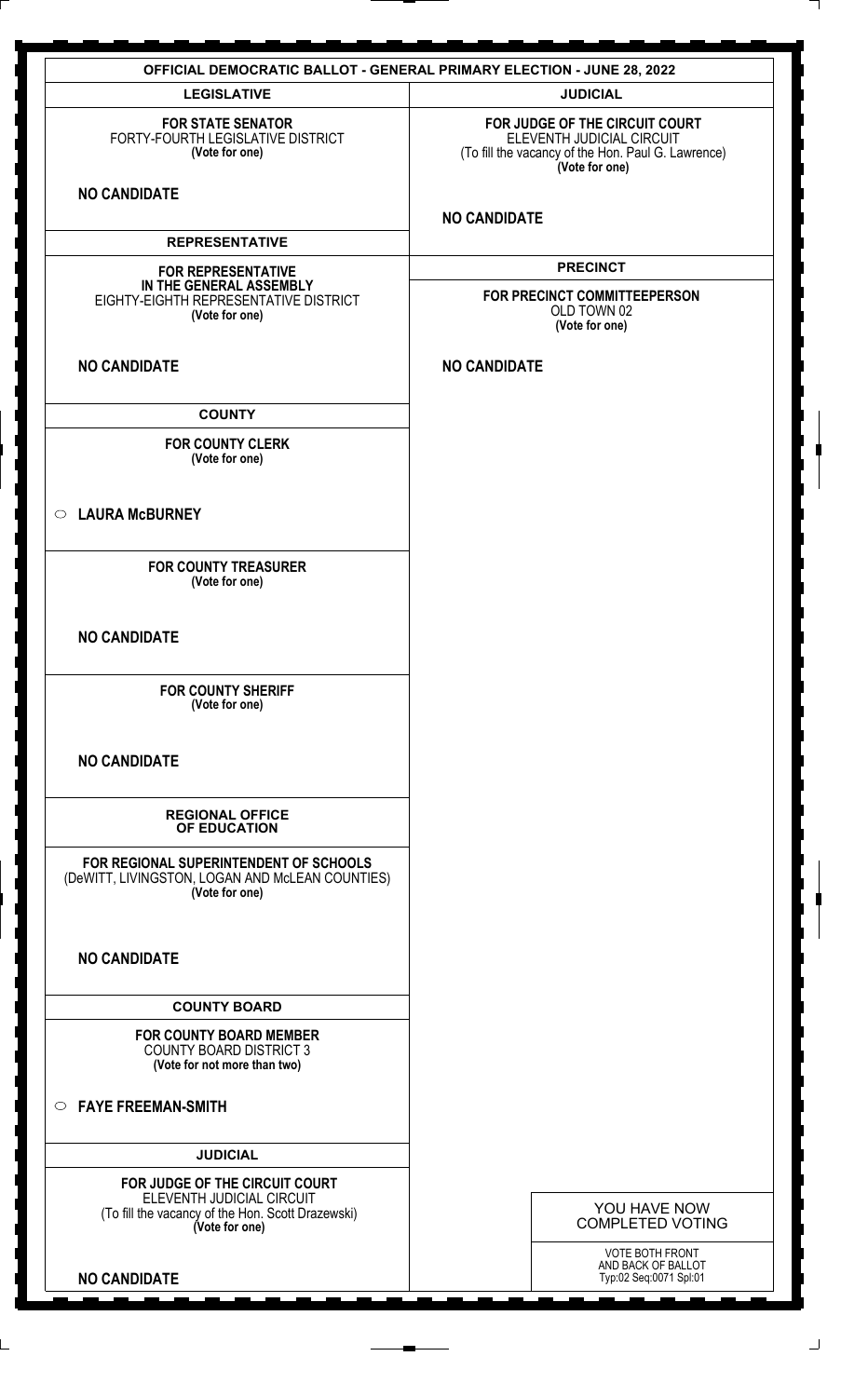# OFFICIAL DEMOCRATIC BALLOT - GENERAL PRIMARY ELECTION - JUNE 28, 2022

## LEGISLATIVE

**FOR STATE SENATOR**
FORTY-FOURTH LEGISLATIVE DISTRICT
**(Vote for one)**

**NO CANDIDATE**

## REPRESENTATIVE

**FOR REPRESENTATIVE IN THE GENERAL ASSEMBLY**
EIGHTY-EIGHTH REPRESENTATIVE DISTRICT
**(Vote for one)**

**NO CANDIDATE**

## COUNTY

**FOR COUNTY CLERK**
**(Vote for one)**

○ **LAURA McBURNEY**

**FOR COUNTY TREASURER**
**(Vote for one)**

**NO CANDIDATE**

**FOR COUNTY SHERIFF**
**(Vote for one)**

**NO CANDIDATE**

## REGIONAL OFFICE OF EDUCATION

**FOR REGIONAL SUPERINTENDENT OF SCHOOLS**
(DeWITT, LIVINGSTON, LOGAN AND McLEAN COUNTIES)
**(Vote for one)**

**NO CANDIDATE**

## COUNTY BOARD

**FOR COUNTY BOARD MEMBER**
COUNTY BOARD DISTRICT 3
**(Vote for not more than two)**

○ **FAYE FREEMAN-SMITH**

## JUDICIAL

**FOR JUDGE OF THE CIRCUIT COURT**
ELEVENTH JUDICIAL CIRCUIT
(To fill the vacancy of the Hon. Scott Drazewski)
**(Vote for one)**

**NO CANDIDATE**

## JUDICIAL

**FOR JUDGE OF THE CIRCUIT COURT**
ELEVENTH JUDICIAL CIRCUIT
(To fill the vacancy of the Hon. Paul G. Lawrence)
**(Vote for one)**

**NO CANDIDATE**

## PRECINCT

**FOR PRECINCT COMMITTEEPERSON**
OLD TOWN 02
**(Vote for one)**

**NO CANDIDATE**

YOU HAVE NOW COMPLETED VOTING

VOTE BOTH FRONT AND BACK OF BALLOT
Typ:02 Seq:0071 Spl:01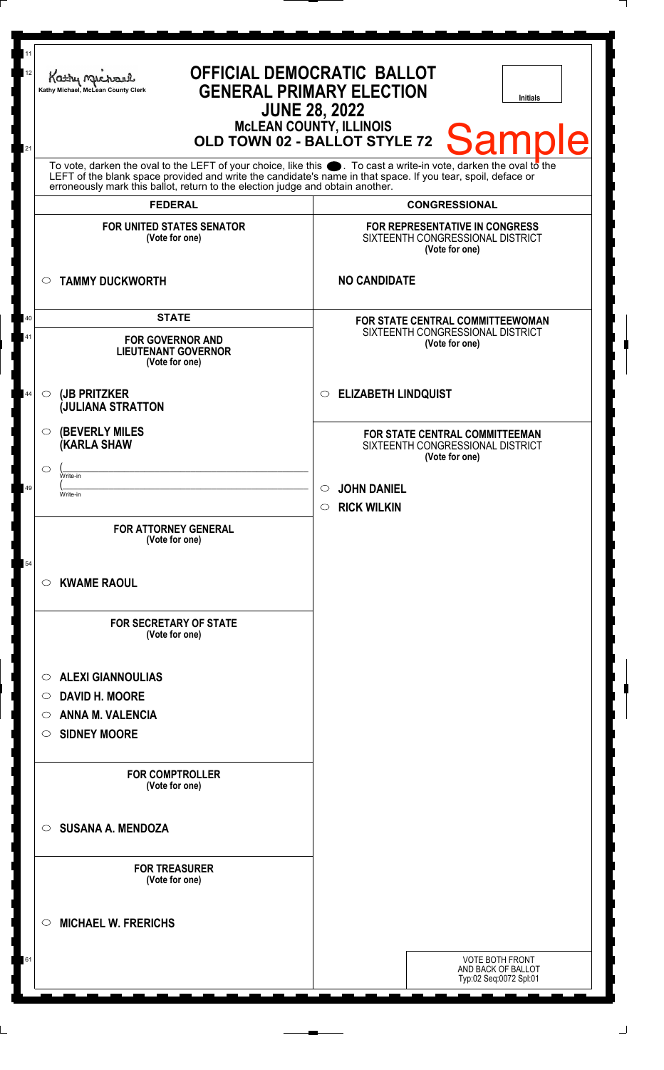Kathy Michael, McLean County Clerk

# OFFICIAL DEMOCRATIC BALLOT
## GENERAL PRIMARY ELECTION
### JUNE 28, 2022
### McLEAN COUNTY, ILLINOIS
### OLD TOWN 02 - BALLOT STYLE 72

Initials

Sample

To vote, darken the oval to the LEFT of your choice, like this ⬤. To cast a write-in vote, darken the oval to the LEFT of the blank space provided and write the candidate's name in that space. If you tear, spoil, deface or erroneously mark this ballot, return to the election judge and obtain another.

## FEDERAL

**FOR UNITED STATES SENATOR**
(Vote for one)

○ **TAMMY DUCKWORTH**

## STATE

**FOR GOVERNOR AND LIEUTENANT GOVERNOR**
(Vote for one)

○ **(JB PRITZKER**
**(JULIANA STRATTON**

○ **(BEVERLY MILES**
**(KARLA SHAW**

○ (\_\_\_\_\_\_\_\_\_\_\_\_\_\_\_\_ Write-in
(\_\_\_\_\_\_\_\_\_\_\_\_\_\_\_\_ Write-in

**FOR ATTORNEY GENERAL**
(Vote for one)

○ **KWAME RAOUL**

**FOR SECRETARY OF STATE**
(Vote for one)

○ **ALEXI GIANNOULIAS**
○ **DAVID H. MOORE**
○ **ANNA M. VALENCIA**
○ **SIDNEY MOORE**

**FOR COMPTROLLER**
(Vote for one)

○ **SUSANA A. MENDOZA**

**FOR TREASURER**
(Vote for one)

○ **MICHAEL W. FRERICHS**

## CONGRESSIONAL

**FOR REPRESENTATIVE IN CONGRESS**
SIXTEENTH CONGRESSIONAL DISTRICT
(Vote for one)

**NO CANDIDATE**

**FOR STATE CENTRAL COMMITTEEWOMAN**
SIXTEENTH CONGRESSIONAL DISTRICT
(Vote for one)

○ **ELIZABETH LINDQUIST**

**FOR STATE CENTRAL COMMITTEEMAN**
SIXTEENTH CONGRESSIONAL DISTRICT
(Vote for one)

○ **JOHN DANIEL**
○ **RICK WILKIN**

VOTE BOTH FRONT AND BACK OF BALLOT
Typ:02 Seq:0072 Spl:01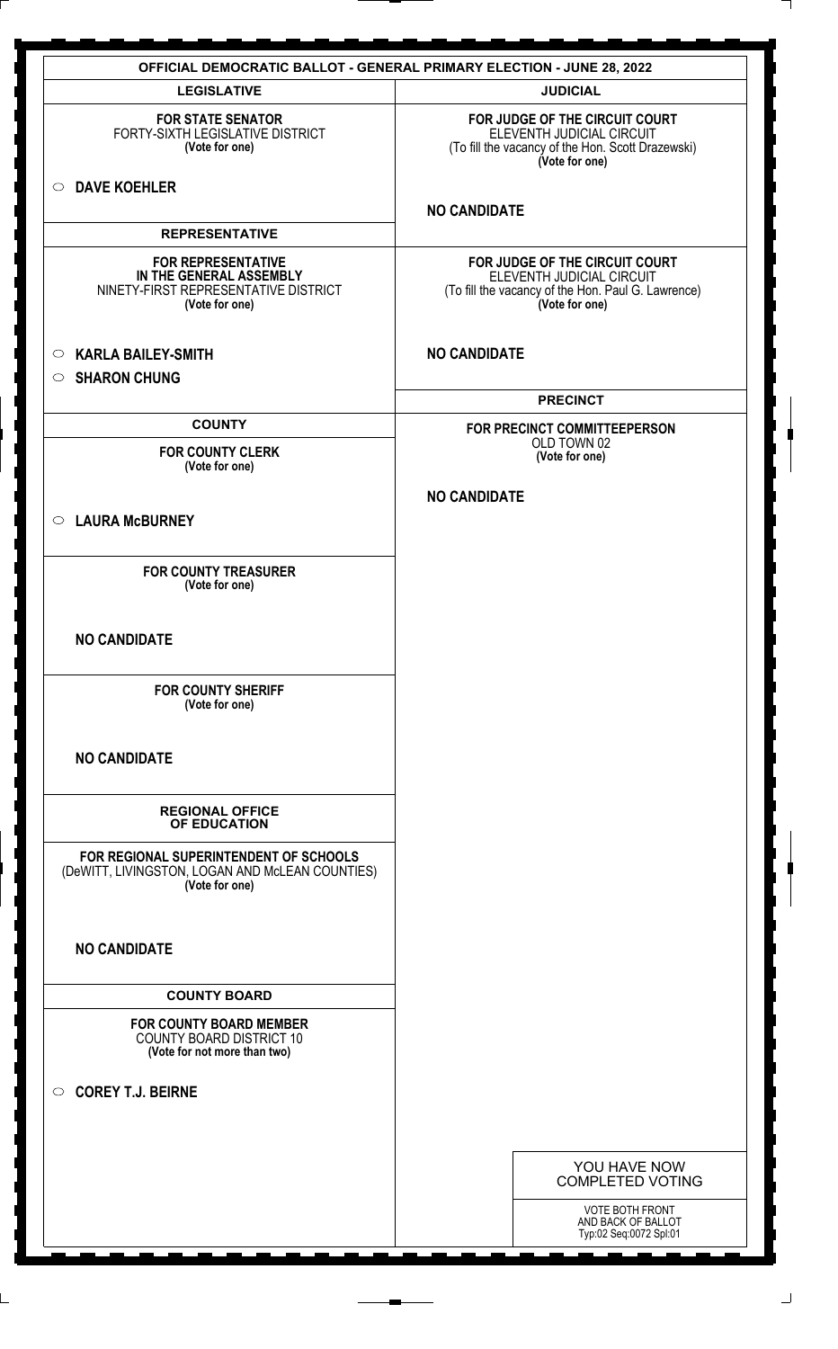# OFFICIAL DEMOCRATIC BALLOT - GENERAL PRIMARY ELECTION - JUNE 28, 2022

## LEGISLATIVE

**FOR STATE SENATOR**
FORTY-SIXTH LEGISLATIVE DISTRICT
**(Vote for one)**

- ○ **DAVE KOEHLER**

## REPRESENTATIVE

**FOR REPRESENTATIVE IN THE GENERAL ASSEMBLY**
NINETY-FIRST REPRESENTATIVE DISTRICT
**(Vote for one)**

- ○ **KARLA BAILEY-SMITH**
- ○ **SHARON CHUNG**

## COUNTY

**FOR COUNTY CLERK**
**(Vote for one)**

- ○ **LAURA McBURNEY**

**FOR COUNTY TREASURER**
**(Vote for one)**

**NO CANDIDATE**

**FOR COUNTY SHERIFF**
**(Vote for one)**

**NO CANDIDATE**

## REGIONAL OFFICE OF EDUCATION

**FOR REGIONAL SUPERINTENDENT OF SCHOOLS**
(DeWITT, LIVINGSTON, LOGAN AND McLEAN COUNTIES)
**(Vote for one)**

**NO CANDIDATE**

## COUNTY BOARD

**FOR COUNTY BOARD MEMBER**
COUNTY BOARD DISTRICT 10
**(Vote for not more than two)**

- ○ **COREY T.J. BEIRNE**

## JUDICIAL

**FOR JUDGE OF THE CIRCUIT COURT**
ELEVENTH JUDICIAL CIRCUIT
(To fill the vacancy of the Hon. Scott Drazewski)
**(Vote for one)**

**NO CANDIDATE**

**FOR JUDGE OF THE CIRCUIT COURT**
ELEVENTH JUDICIAL CIRCUIT
(To fill the vacancy of the Hon. Paul G. Lawrence)
**(Vote for one)**

**NO CANDIDATE**

## PRECINCT

**FOR PRECINCT COMMITTEEPERSON**
OLD TOWN 02
**(Vote for one)**

**NO CANDIDATE**

YOU HAVE NOW COMPLETED VOTING

VOTE BOTH FRONT AND BACK OF BALLOT
Typ:02 Seq:0072 Spl:01